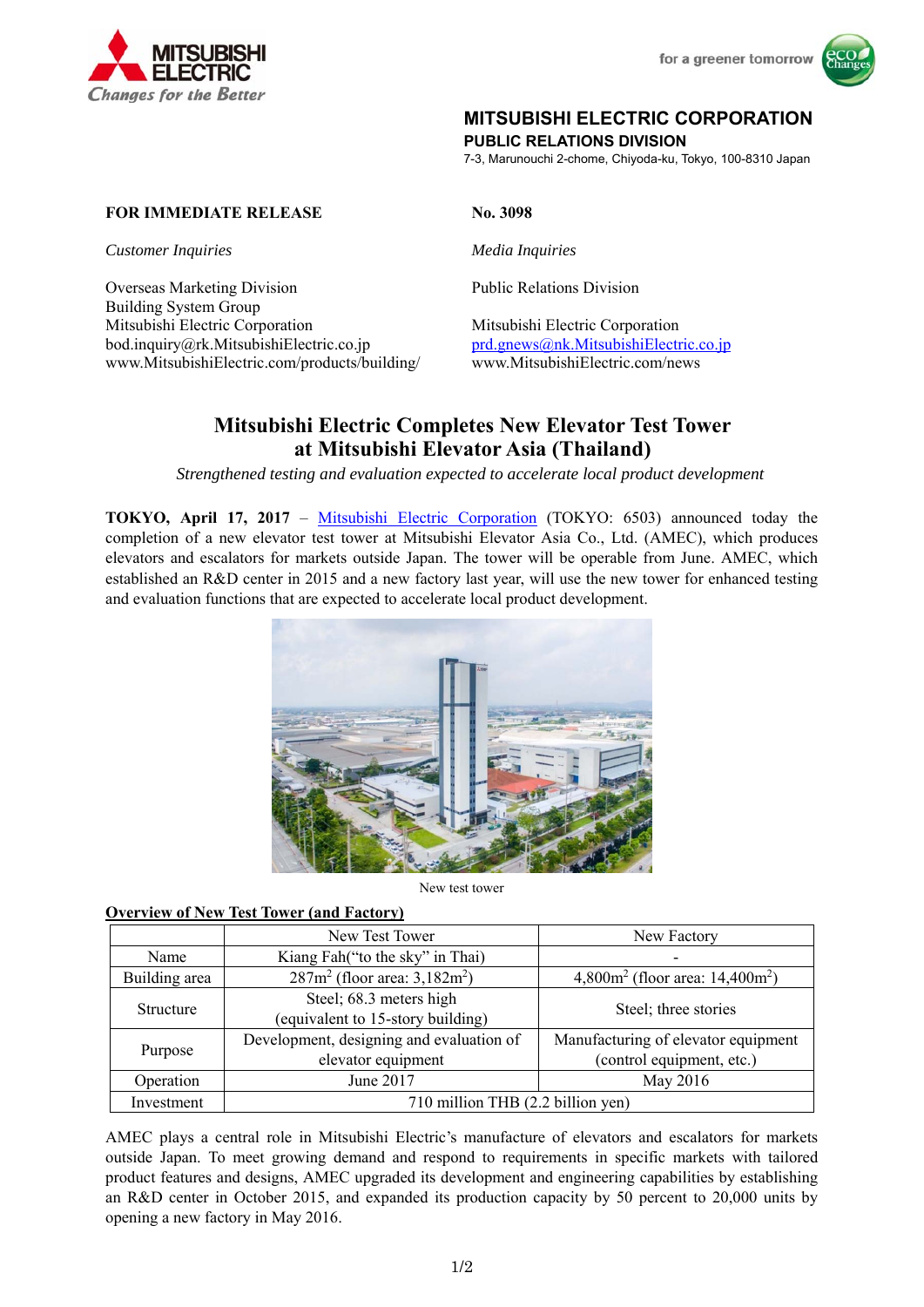MITSUBISHI ELECTRIC
*Changes for the Better*

for a greener tomorrow

**MITSUBISHI ELECTRIC CORPORATION**
**PUBLIC RELATIONS DIVISION**
7-3, Marunouchi 2-chome, Chiyoda-ku, Tokyo, 100-8310 Japan

**FOR IMMEDIATE RELEASE** **No. 3098**

*Customer Inquiries*

Overseas Marketing Division
Building System Group
Mitsubishi Electric Corporation
bod.inquiry@rk.MitsubishiElectric.co.jp
www.MitsubishiElectric.com/products/building/

*Media Inquiries*

Public Relations Division

Mitsubishi Electric Corporation
prd.gnews@nk.MitsubishiElectric.co.jp
www.MitsubishiElectric.com/news

# Mitsubishi Electric Completes New Elevator Test Tower at Mitsubishi Elevator Asia (Thailand)

*Strengthened testing and evaluation expected to accelerate local product development*

**TOKYO, April 17, 2017** – Mitsubishi Electric Corporation (TOKYO: 6503) announced today the completion of a new elevator test tower at Mitsubishi Elevator Asia Co., Ltd. (AMEC), which produces elevators and escalators for markets outside Japan. The tower will be operable from June. AMEC, which established an R&D center in 2015 and a new factory last year, will use the new tower for enhanced testing and evaluation functions that are expected to accelerate local product development.

New test tower

**Overview of New Test Tower (and Factory)**

| | New Test Tower | New Factory |
|---|---|---|
| Name | Kiang Fah("to the sky" in Thai) | - |
| Building area | 287m$^2$ (floor area: 3,182m$^2$) | 4,800m$^2$ (floor area: 14,400m$^2$) |
| Structure | Steel; 68.3 meters high (equivalent to 15-story building) | Steel; three stories |
| Purpose | Development, designing and evaluation of elevator equipment | Manufacturing of elevator equipment (control equipment, etc.) |
| Operation | June 2017 | May 2016 |
| Investment | 710 million THB (2.2 billion yen) | |

AMEC plays a central role in Mitsubishi Electric's manufacture of elevators and escalators for markets outside Japan. To meet growing demand and respond to requirements in specific markets with tailored product features and designs, AMEC upgraded its development and engineering capabilities by establishing an R&D center in October 2015, and expanded its production capacity by 50 percent to 20,000 units by opening a new factory in May 2016.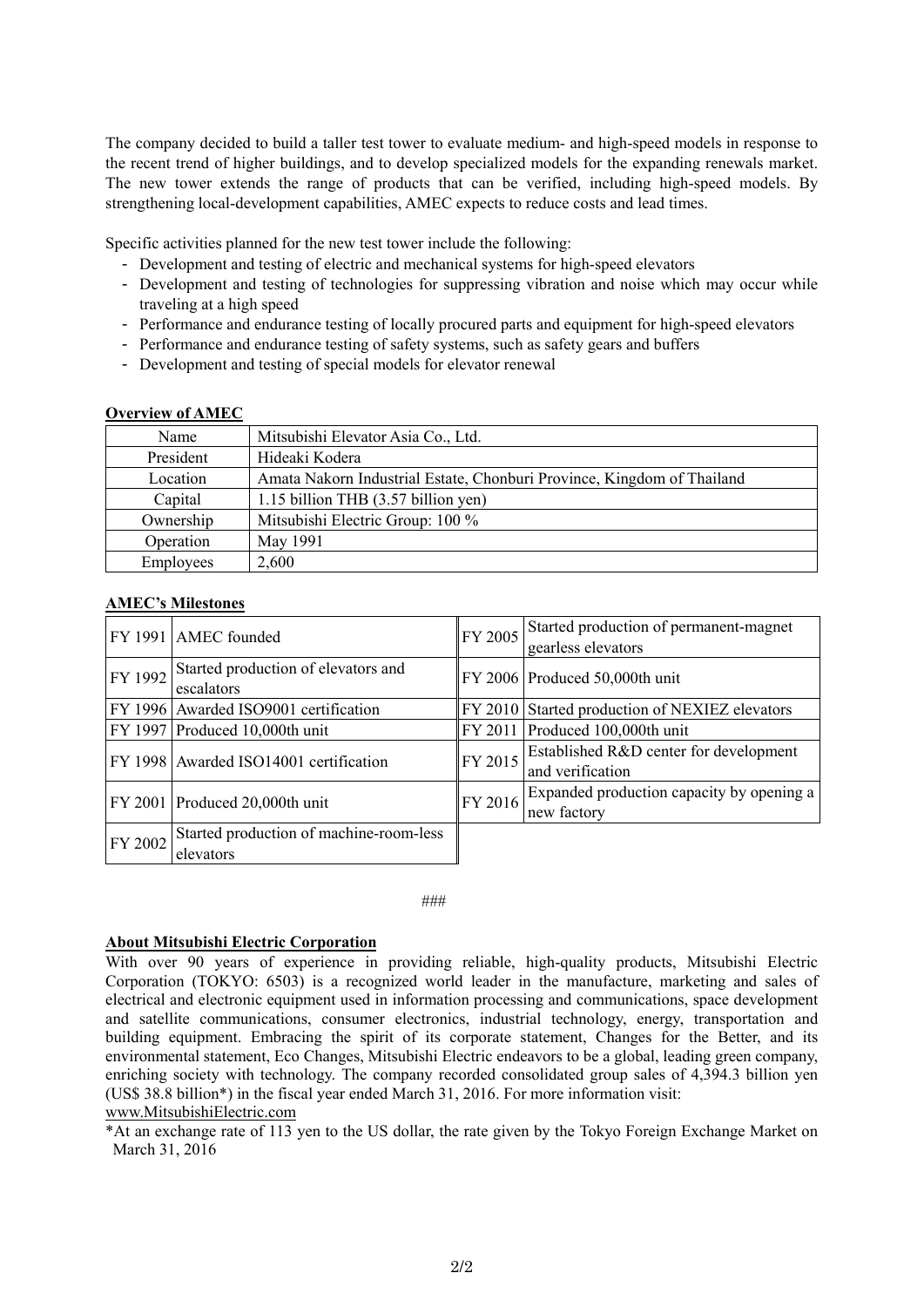The company decided to build a taller test tower to evaluate medium- and high-speed models in response to the recent trend of higher buildings, and to develop specialized models for the expanding renewals market. The new tower extends the range of products that can be verified, including high-speed models. By strengthening local-development capabilities, AMEC expects to reduce costs and lead times.

Specific activities planned for the new test tower include the following:

- Development and testing of electric and mechanical systems for high-speed elevators
- Development and testing of technologies for suppressing vibration and noise which may occur while traveling at a high speed
- Performance and endurance testing of locally procured parts and equipment for high-speed elevators
- Performance and endurance testing of safety systems, such as safety gears and buffers
- Development and testing of special models for elevator renewal

**Overview of AMEC**

| | |
|---|---|
| Name | Mitsubishi Elevator Asia Co., Ltd. |
| President | Hideaki Kodera |
| Location | Amata Nakorn Industrial Estate, Chonburi Province, Kingdom of Thailand |
| Capital | 1.15 billion THB (3.57 billion yen) |
| Ownership | Mitsubishi Electric Group: 100 % |
| Operation | May 1991 |
| Employees | 2,600 |

**AMEC's Milestones**

| | | | |
|---|---|---|---|
| FY 1991 | AMEC founded | FY 2005 | Started production of permanent-magnet gearless elevators |
| FY 1992 | Started production of elevators and escalators | FY 2006 | Produced 50,000th unit |
| FY 1996 | Awarded ISO9001 certification | FY 2010 | Started production of NEXIEZ elevators |
| FY 1997 | Produced 10,000th unit | FY 2011 | Produced 100,000th unit |
| FY 1998 | Awarded ISO14001 certification | FY 2015 | Established R&D center for development and verification |
| FY 2001 | Produced 20,000th unit | FY 2016 | Expanded production capacity by opening a new factory |
| FY 2002 | Started production of machine-room-less elevators | | |

###

**About Mitsubishi Electric Corporation**

With over 90 years of experience in providing reliable, high-quality products, Mitsubishi Electric Corporation (TOKYO: 6503) is a recognized world leader in the manufacture, marketing and sales of electrical and electronic equipment used in information processing and communications, space development and satellite communications, consumer electronics, industrial technology, energy, transportation and building equipment. Embracing the spirit of its corporate statement, Changes for the Better, and its environmental statement, Eco Changes, Mitsubishi Electric endeavors to be a global, leading green company, enriching society with technology. The company recorded consolidated group sales of 4,394.3 billion yen (US$ 38.8 billion*) in the fiscal year ended March 31, 2016. For more information visit: www.MitsubishiElectric.com

*At an exchange rate of 113 yen to the US dollar, the rate given by the Tokyo Foreign Exchange Market on March 31, 2016